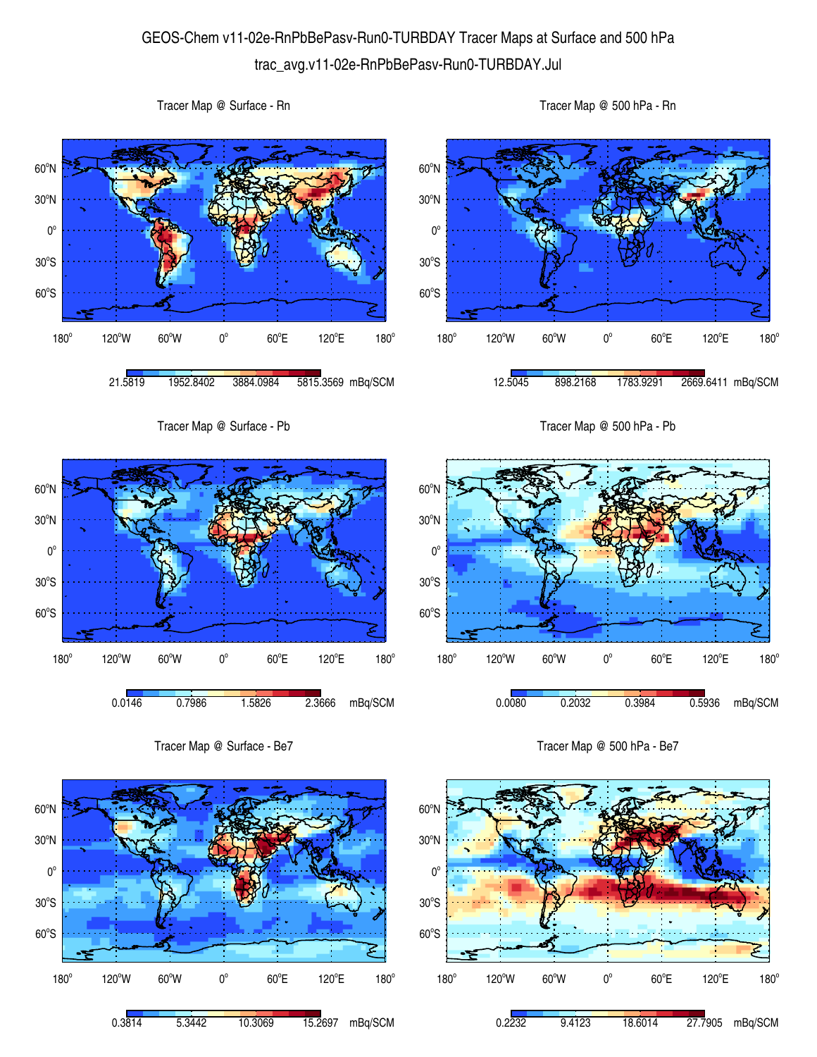# GEOS-Chem v11-02e-RnPbBePasv-Run0-TURBDAY Tracer Maps at Surface and 500 hPa

trac_avg.v11-02e-RnPbBePasv-Run0-TURBDAY.Jul

Tracer Map @ Surface - Rn

21.5819 | 1952.8402 | 3884.0984 | 5815.3569 mBq/SCM

Tracer Map @ 500 hPa - Rn

12.5045 | 898.2168 | 1783.9291 | 2669.6411 mBq/SCM

Tracer Map @ Surface - Pb

0.0146 | 0.7986 | 1.5826 | 2.3666 mBq/SCM

Tracer Map @ 500 hPa - Pb

0.0080 | 0.2032 | 0.3984 | 0.5936 mBq/SCM

Tracer Map @ Surface - Be7

0.3814 | 5.3442 | 10.3069 | 15.2697 mBq/SCM

Tracer Map @ 500 hPa - Be7

0.2232 | 9.4123 | 18.6014 | 27.7905 mBq/SCM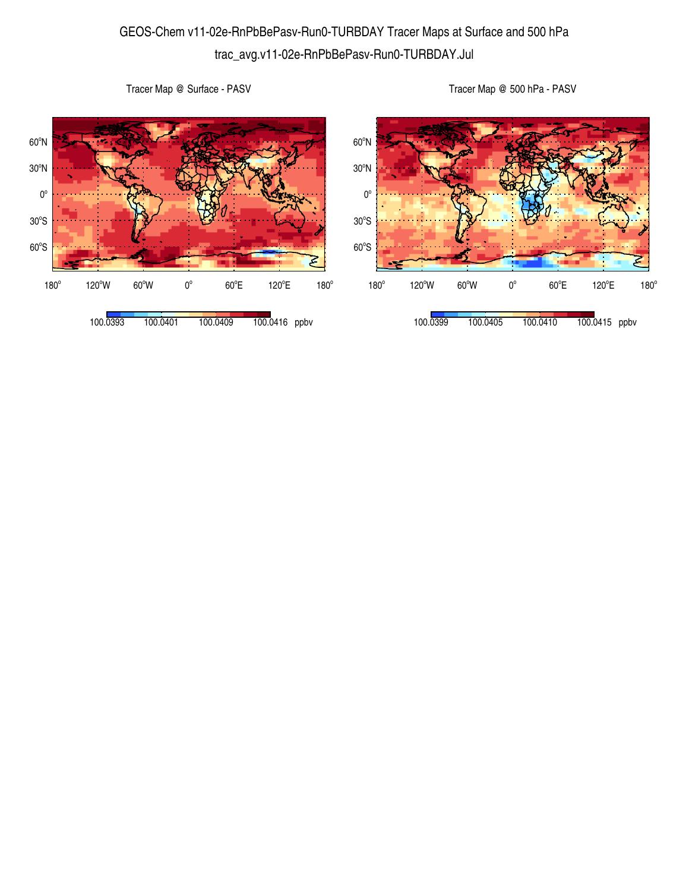GEOS-Chem v11-02e-RnPbBePasv-Run0-TURBDAY Tracer Maps at Surface and 500 hPa

trac_avg.v11-02e-RnPbBePasv-Run0-TURBDAY.Jul

Tracer Map @ Surface - PASV

60°N
30°N
0°
30°S
60°S

180° 120°W 60°W 0° 60°E 120°E 180°

100.0393 100.0401 100.0409 100.0416 ppbv

Tracer Map @ 500 hPa - PASV

60°N
30°N
0°
30°S
60°S

180° 120°W 60°W 0° 60°E 120°E 180°

100.0399 100.0405 100.0410 100.0415 ppbv